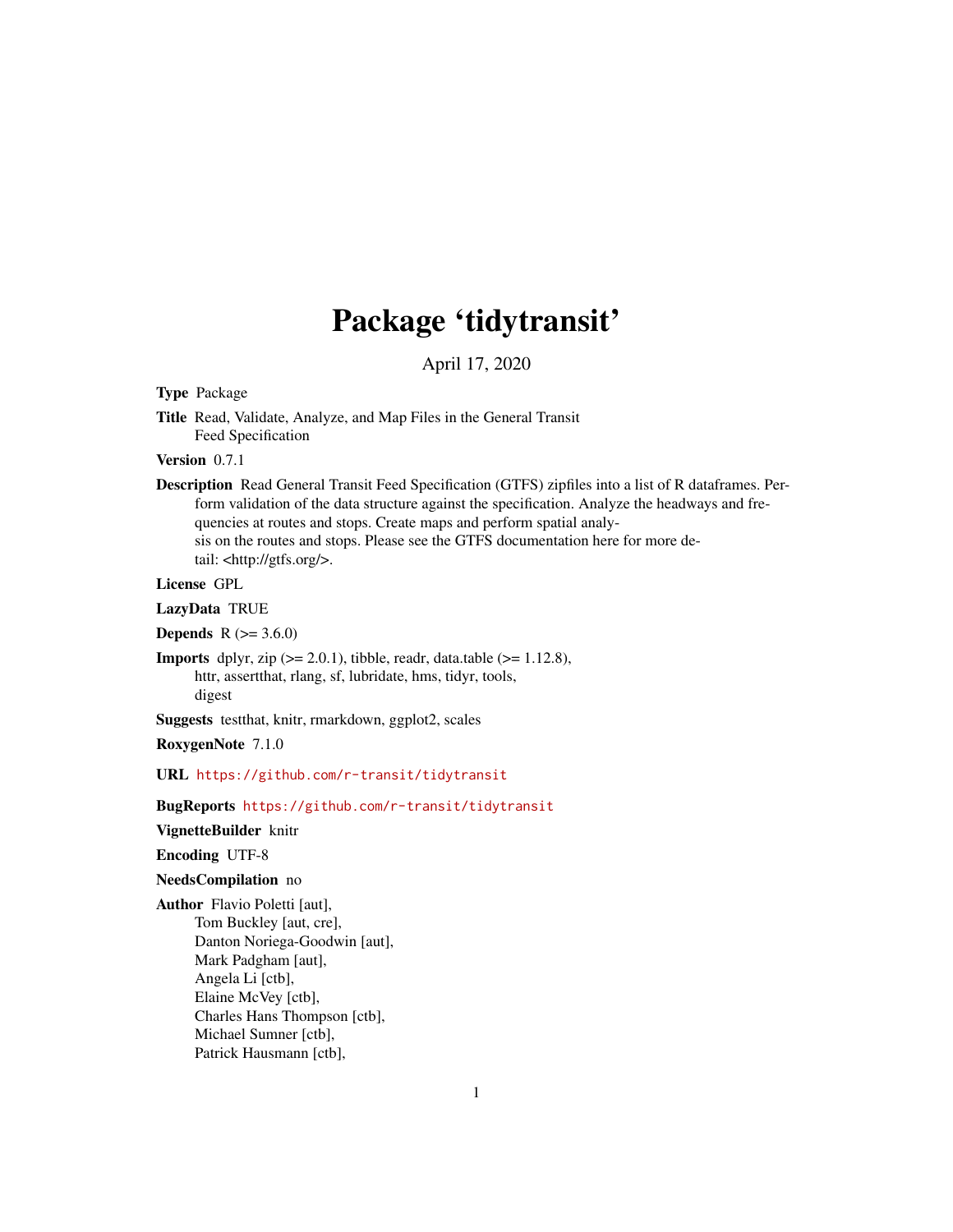# Package 'tidytransit'

April 17, 2020

**Type** Package

**Title** Read, Validate, Analyze, and Map Files in the General Transit Feed Specification

**Version** 0.7.1

**Description** Read General Transit Feed Specification (GTFS) zipfiles into a list of R dataframes. Perform validation of the data structure against the specification. Analyze the headways and frequencies at routes and stops. Create maps and perform spatial analysis on the routes and stops. Please see the GTFS documentation here for more detail: <http://gtfs.org/>.

**License** GPL

**LazyData** TRUE

**Depends** R (>= 3.6.0)

**Imports** dplyr, zip (>= 2.0.1), tibble, readr, data.table (>= 1.12.8), httr, assertthat, rlang, sf, lubridate, hms, tidyr, tools, digest

**Suggests** testthat, knitr, rmarkdown, ggplot2, scales

**RoxygenNote** 7.1.0

**URL** https://github.com/r-transit/tidytransit

**BugReports** https://github.com/r-transit/tidytransit

**VignetteBuilder** knitr

**Encoding** UTF-8

**NeedsCompilation** no

**Author** Flavio Poletti [aut],
Tom Buckley [aut, cre],
Danton Noriega-Goodwin [aut],
Mark Padgham [aut],
Angela Li [ctb],
Elaine McVey [ctb],
Charles Hans Thompson [ctb],
Michael Sumner [ctb],
Patrick Hausmann [ctb],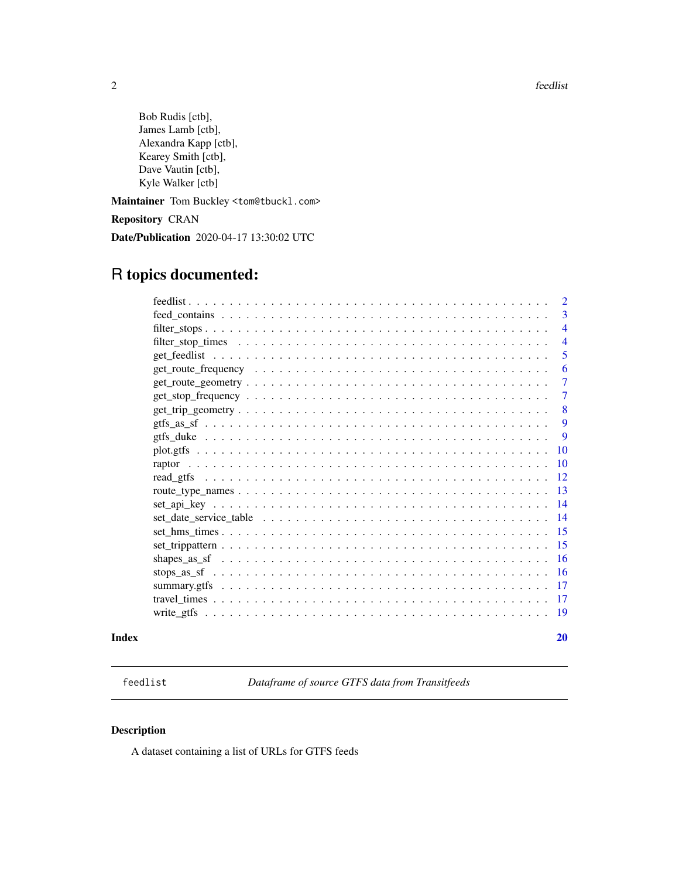Bob Rudis [ctb],
James Lamb [ctb],
Alexandra Kapp [ctb],
Kearey Smith [ctb],
Dave Vautin [ctb],
Kyle Walker [ctb]

**Maintainer** Tom Buckley <tom@tbuckl.com>

**Repository** CRAN

**Date/Publication** 2020-04-17 13:30:02 UTC

# R topics documented:

| | |
|---|---|
| feedlist | 2 |
| feed_contains | 3 |
| filter_stops | 4 |
| filter_stop_times | 4 |
| get_feedlist | 5 |
| get_route_frequency | 6 |
| get_route_geometry | 7 |
| get_stop_frequency | 7 |
| get_trip_geometry | 8 |
| gtfs_as_sf | 9 |
| gtfs_duke | 9 |
| plot.gtfs | 10 |
| raptor | 10 |
| read_gtfs | 12 |
| route_type_names | 13 |
| set_api_key | 14 |
| set_date_service_table | 14 |
| set_hms_times | 15 |
| set_trippattern | 15 |
| shapes_as_sf | 16 |
| stops_as_sf | 16 |
| summary.gtfs | 17 |
| travel_times | 17 |
| write_gtfs | 19 |
| **Index** | **20** |

---

## feedlist — *Dataframe of source GTFS data from Transitfeeds*

### Description

A dataset containing a list of URLs for GTFS feeds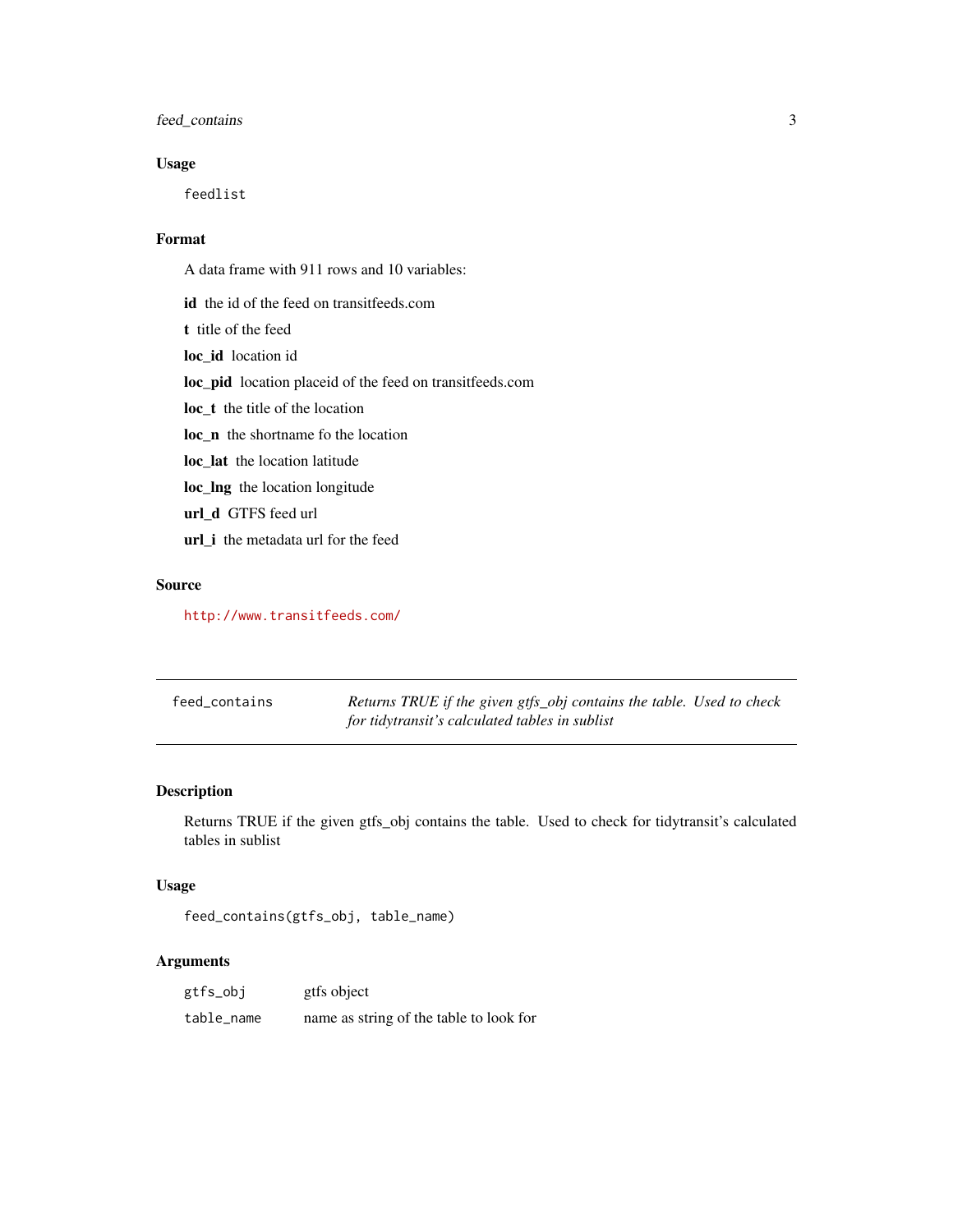### Usage

```
feedlist
```

### Format

A data frame with 911 rows and 10 variables:

**id** the id of the feed on transitfeeds.com

**t** title of the feed

**loc_id** location id

**loc_pid** location placeid of the feed on transitfeeds.com

**loc_t** the title of the location

**loc_n** the shortname fo the location

**loc_lat** the location latitude

**loc_lng** the location longitude

**url_d** GTFS feed url

**url_i** the metadata url for the feed

### Source

http://www.transitfeeds.com/

---

## feed_contains — *Returns TRUE if the given gtfs_obj contains the table. Used to check for tidytransit's calculated tables in sublist*

---

### Description

Returns TRUE if the given gtfs_obj contains the table. Used to check for tidytransit's calculated tables in sublist

### Usage

```
feed_contains(gtfs_obj, table_name)
```

### Arguments

| | |
|---|---|
| gtfs_obj | gtfs object |
| table_name | name as string of the table to look for |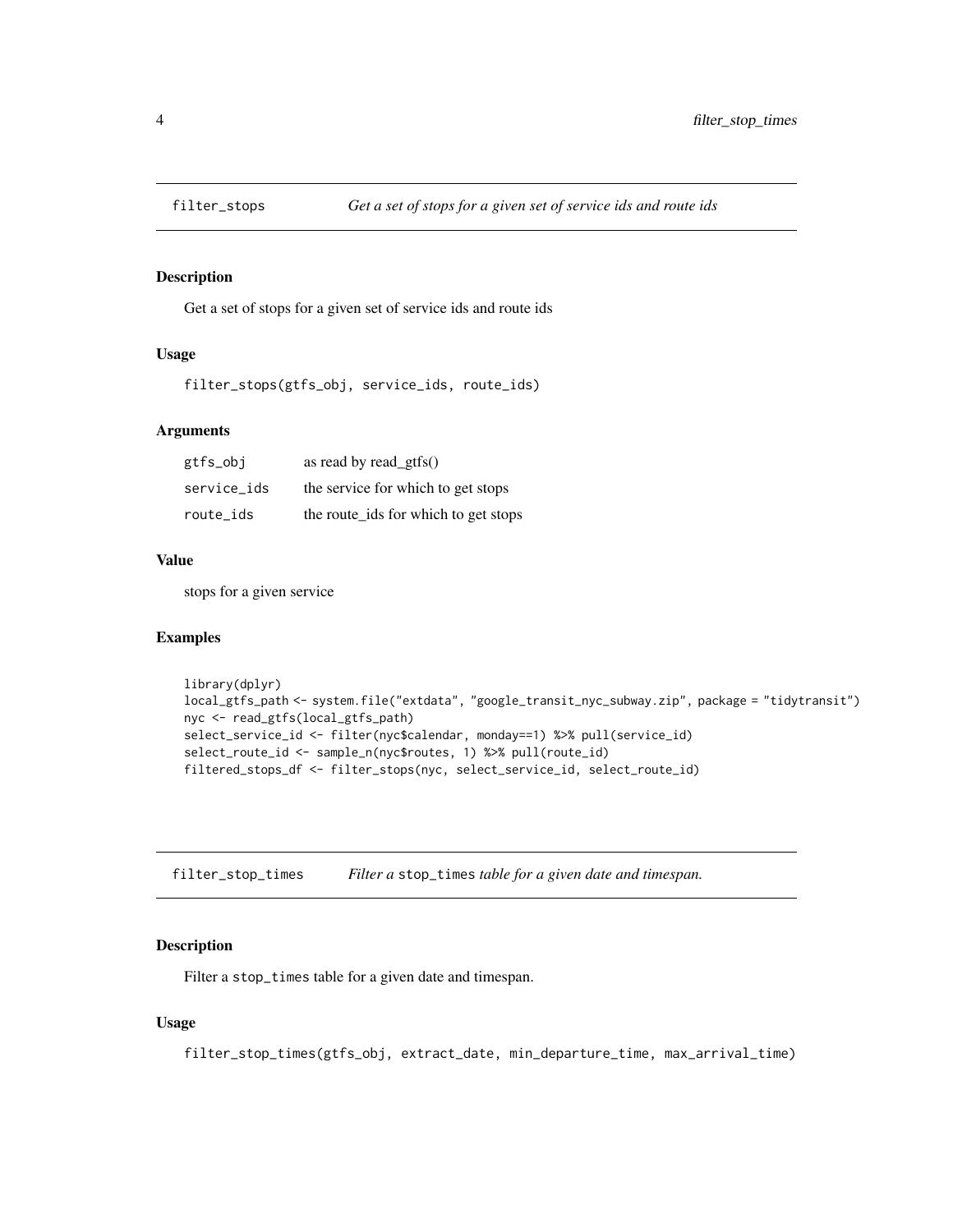## filter_stops — *Get a set of stops for a given set of service ids and route ids*

### Description

Get a set of stops for a given set of service ids and route ids

### Usage

```
filter_stops(gtfs_obj, service_ids, route_ids)
```

### Arguments

| | |
|---|---|
| gtfs_obj | as read by read_gtfs() |
| service_ids | the service for which to get stops |
| route_ids | the route_ids for which to get stops |

### Value

stops for a given service

### Examples

```
library(dplyr)
local_gtfs_path <- system.file("extdata", "google_transit_nyc_subway.zip", package = "tidytransit")
nyc <- read_gtfs(local_gtfs_path)
select_service_id <- filter(nyc$calendar, monday==1) %>% pull(service_id)
select_route_id <- sample_n(nyc$routes, 1) %>% pull(route_id)
filtered_stops_df <- filter_stops(nyc, select_service_id, select_route_id)
```

## filter_stop_times — *Filter a* `stop_times` *table for a given date and timespan.*

### Description

Filter a `stop_times` table for a given date and timespan.

### Usage

```
filter_stop_times(gtfs_obj, extract_date, min_departure_time, max_arrival_time)
```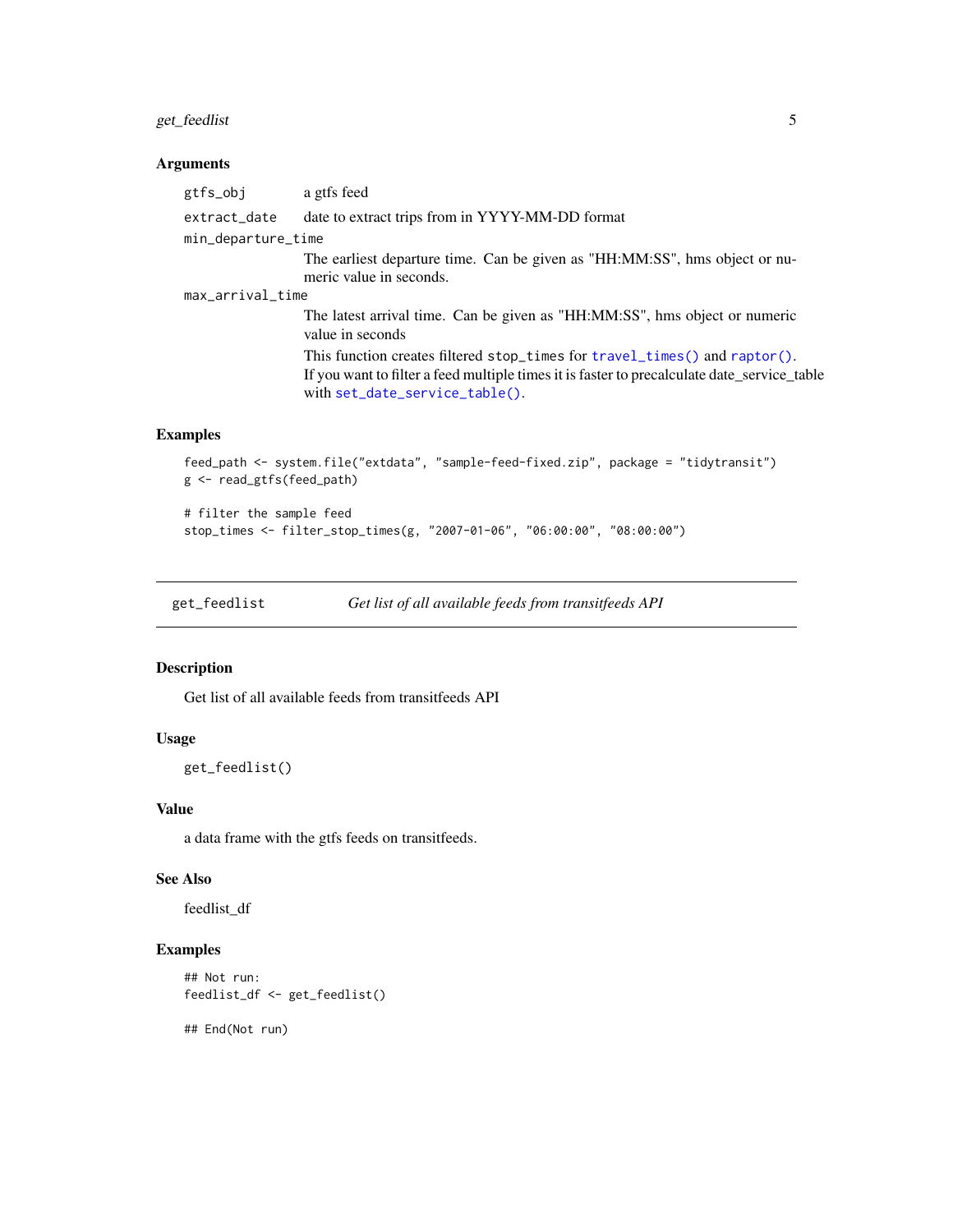### Arguments

- `gtfs_obj` — a gtfs feed
- `extract_date` — date to extract trips from in YYYY-MM-DD format
- `min_departure_time` — The earliest departure time. Can be given as "HH:MM:SS", hms object or numeric value in seconds.
- `max_arrival_time` — The latest arrival time. Can be given as "HH:MM:SS", hms object or numeric value in seconds

  This function creates filtered `stop_times` for `travel_times()` and `raptor()`. If you want to filter a feed multiple times it is faster to precalculate date_service_table with `set_date_service_table()`.

### Examples

```
feed_path <- system.file("extdata", "sample-feed-fixed.zip", package = "tidytransit")
g <- read_gtfs(feed_path)

# filter the sample feed
stop_times <- filter_stop_times(g, "2007-01-06", "06:00:00", "08:00:00")
```

---

## get_feedlist — *Get list of all available feeds from transitfeeds API*

### Description

Get list of all available feeds from transitfeeds API

### Usage

```
get_feedlist()
```

### Value

a data frame with the gtfs feeds on transitfeeds.

### See Also

feedlist_df

### Examples

```
## Not run:
feedlist_df <- get_feedlist()

## End(Not run)
```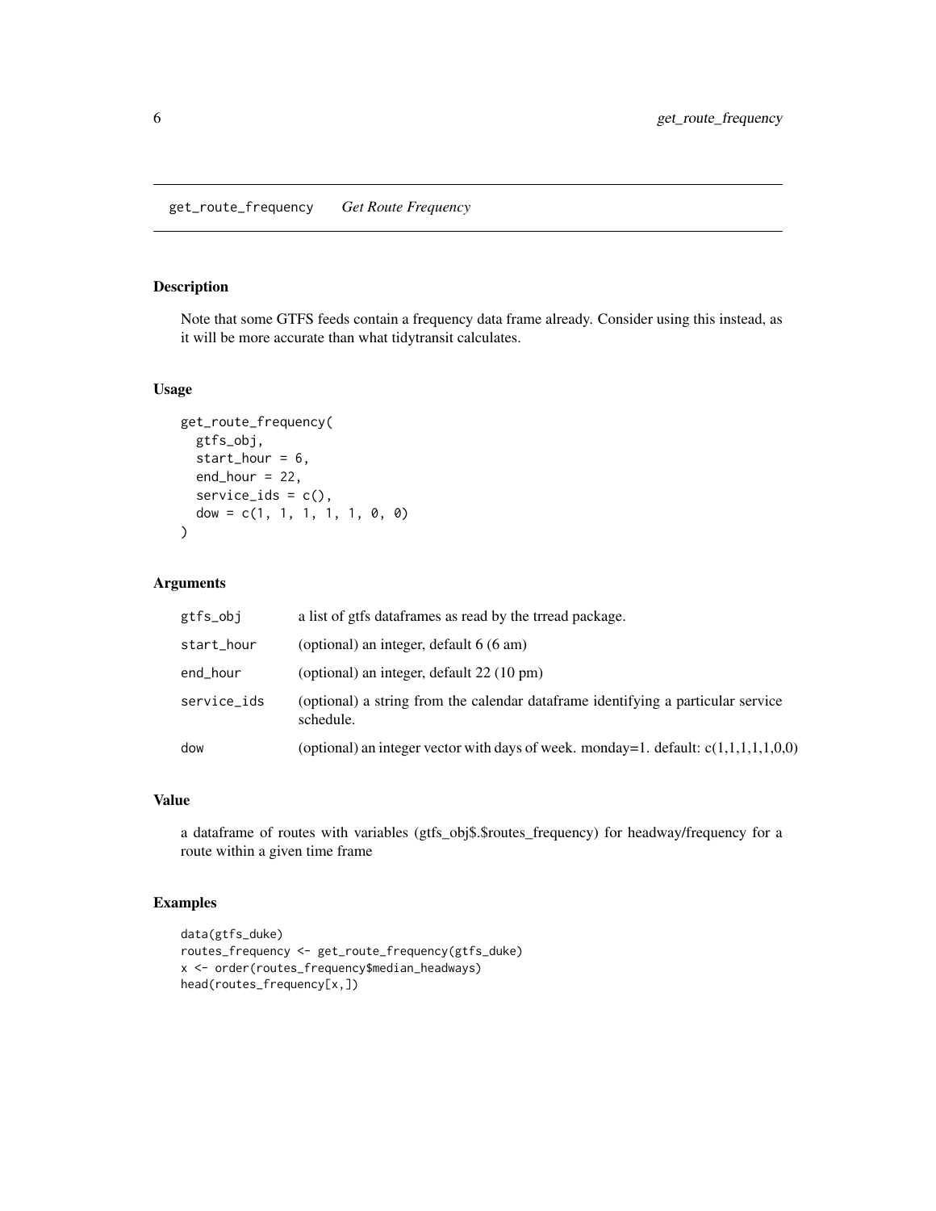## get_route_frequency *Get Route Frequency*

### Description

Note that some GTFS feeds contain a frequency data frame already. Consider using this instead, as it will be more accurate than what tidytransit calculates.

### Usage

```
get_route_frequency(
  gtfs_obj,
  start_hour = 6,
  end_hour = 22,
  service_ids = c(),
  dow = c(1, 1, 1, 1, 1, 0, 0)
)
```

### Arguments

| | |
|---|---|
| gtfs_obj | a list of gtfs dataframes as read by the trread package. |
| start_hour | (optional) an integer, default 6 (6 am) |
| end_hour | (optional) an integer, default 22 (10 pm) |
| service_ids | (optional) a string from the calendar dataframe identifying a particular service schedule. |
| dow | (optional) an integer vector with days of week. monday=1. default: c(1,1,1,1,1,0,0) |

### Value

a dataframe of routes with variables (gtfs_obj$.$routes_frequency) for headway/frequency for a route within a given time frame

### Examples

```
data(gtfs_duke)
routes_frequency <- get_route_frequency(gtfs_duke)
x <- order(routes_frequency$median_headways)
head(routes_frequency[x,])
```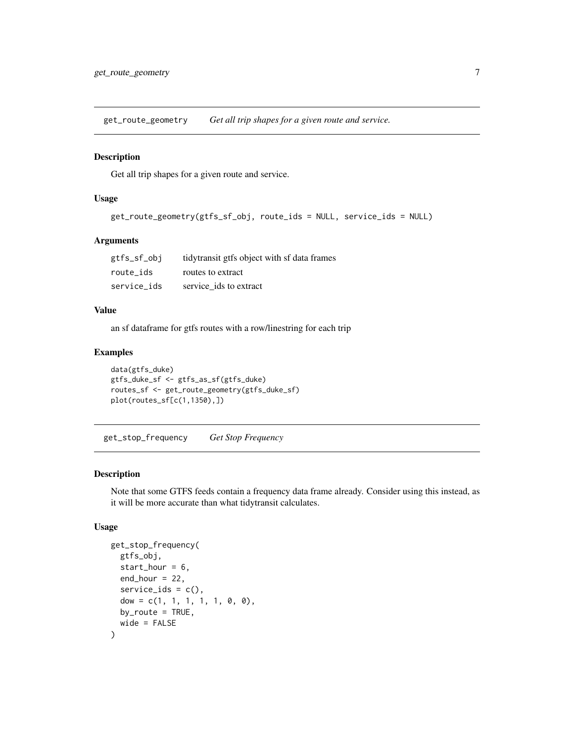## get_route_geometry — *Get all trip shapes for a given route and service.*

### Description

Get all trip shapes for a given route and service.

### Usage

```
get_route_geometry(gtfs_sf_obj, route_ids = NULL, service_ids = NULL)
```

### Arguments

| | |
|---|---|
| `gtfs_sf_obj` | tidytransit gtfs object with sf data frames |
| `route_ids` | routes to extract |
| `service_ids` | service_ids to extract |

### Value

an sf dataframe for gtfs routes with a row/linestring for each trip

### Examples

```
data(gtfs_duke)
gtfs_duke_sf <- gtfs_as_sf(gtfs_duke)
routes_sf <- get_route_geometry(gtfs_duke_sf)
plot(routes_sf[c(1,1350),])
```

## get_stop_frequency — *Get Stop Frequency*

### Description

Note that some GTFS feeds contain a frequency data frame already. Consider using this instead, as it will be more accurate than what tidytransit calculates.

### Usage

```
get_stop_frequency(
  gtfs_obj,
  start_hour = 6,
  end_hour = 22,
  service_ids = c(),
  dow = c(1, 1, 1, 1, 1, 0, 0),
  by_route = TRUE,
  wide = FALSE
)
```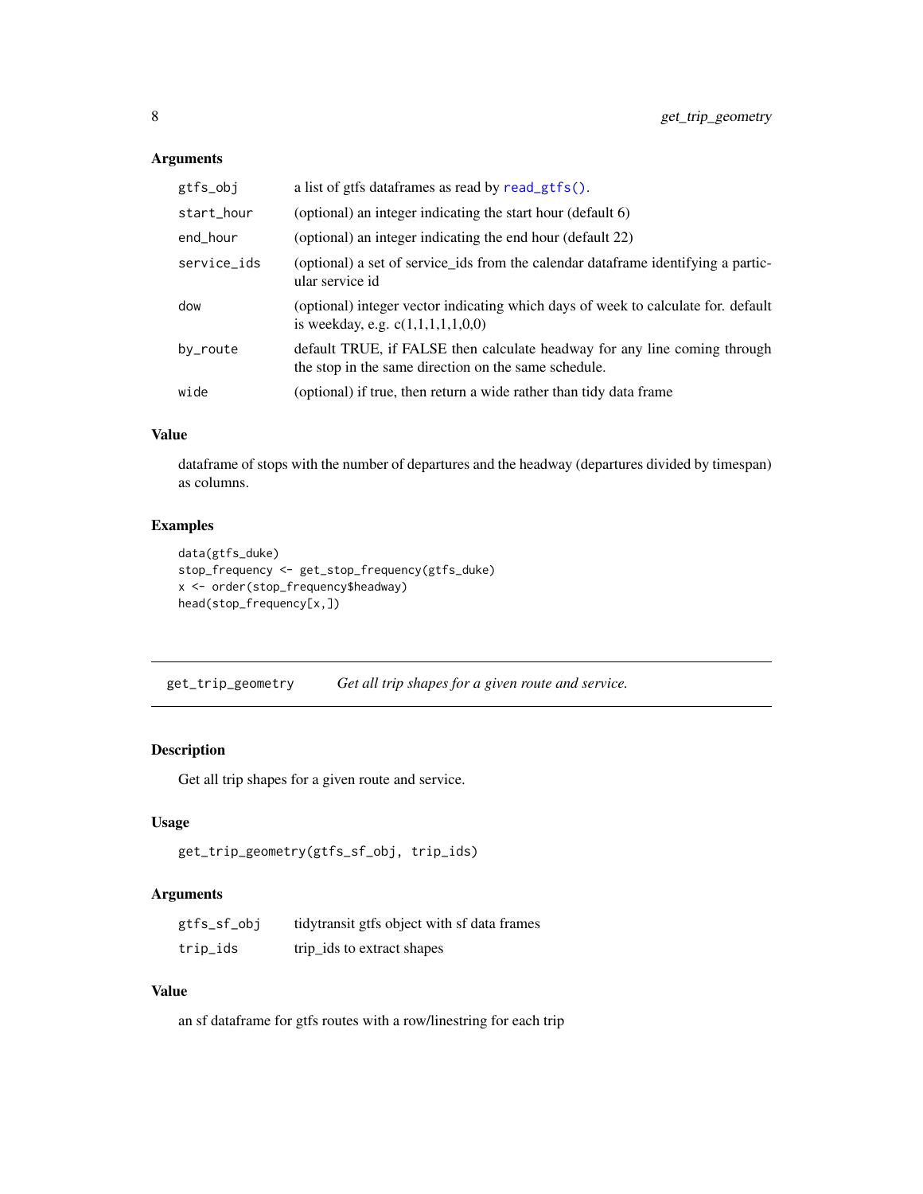### Arguments

| | |
|---|---|
| gtfs_obj | a list of gtfs dataframes as read by read_gtfs(). |
| start_hour | (optional) an integer indicating the start hour (default 6) |
| end_hour | (optional) an integer indicating the end hour (default 22) |
| service_ids | (optional) a set of service_ids from the calendar dataframe identifying a particular service id |
| dow | (optional) integer vector indicating which days of week to calculate for. default is weekday, e.g. c(1,1,1,1,1,0,0) |
| by_route | default TRUE, if FALSE then calculate headway for any line coming through the stop in the same direction on the same schedule. |
| wide | (optional) if true, then return a wide rather than tidy data frame |

### Value

dataframe of stops with the number of departures and the headway (departures divided by timespan) as columns.

### Examples

```
data(gtfs_duke)
stop_frequency <- get_stop_frequency(gtfs_duke)
x <- order(stop_frequency$headway)
head(stop_frequency[x,])
```

---

## get_trip_geometry    *Get all trip shapes for a given route and service.*

---

### Description

Get all trip shapes for a given route and service.

### Usage

```
get_trip_geometry(gtfs_sf_obj, trip_ids)
```

### Arguments

| | |
|---|---|
| gtfs_sf_obj | tidytransit gtfs object with sf data frames |
| trip_ids | trip_ids to extract shapes |

### Value

an sf dataframe for gtfs routes with a row/linestring for each trip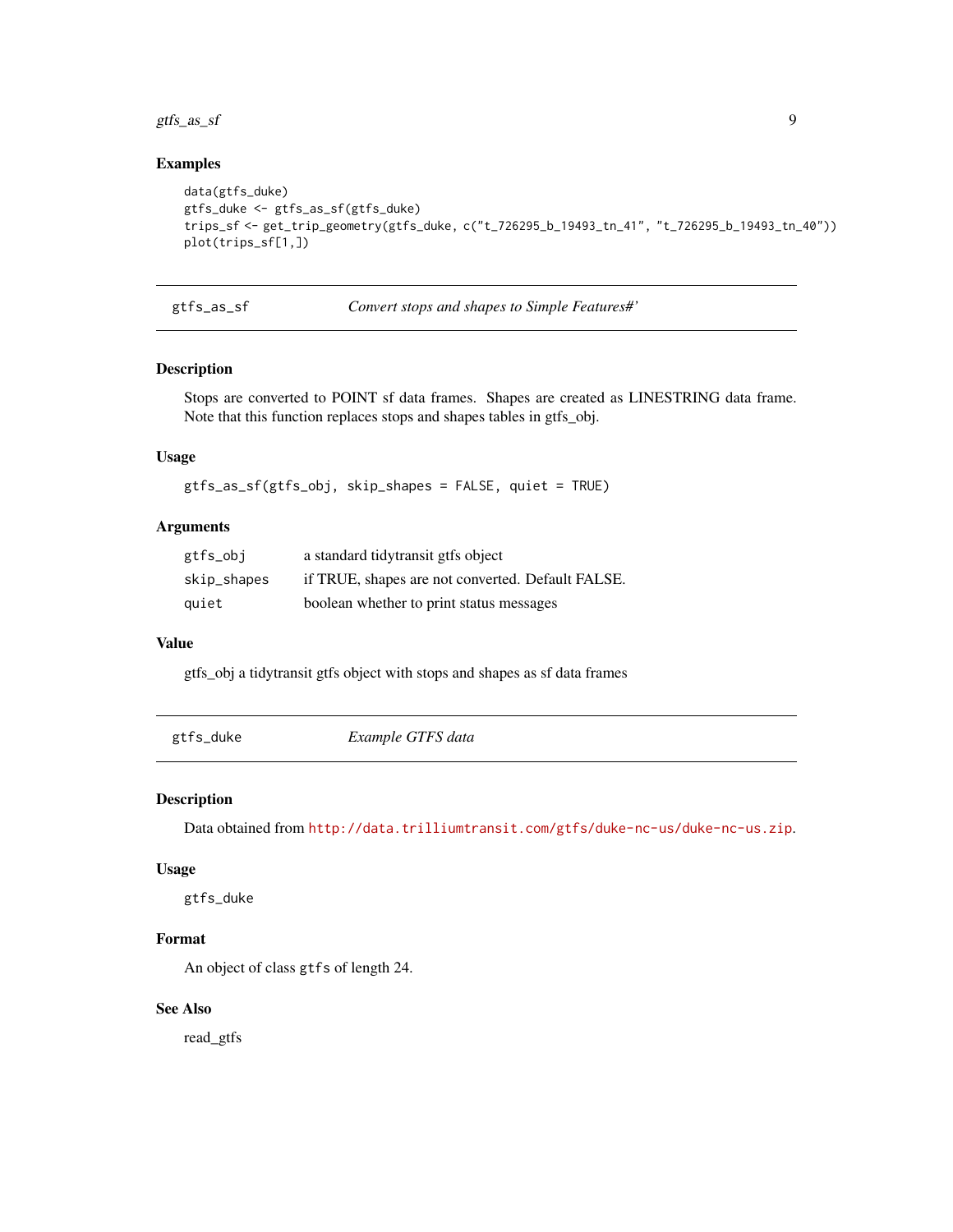### Examples

```
data(gtfs_duke)
gtfs_duke <- gtfs_as_sf(gtfs_duke)
trips_sf <- get_trip_geometry(gtfs_duke, c("t_726295_b_19493_tn_41", "t_726295_b_19493_tn_40"))
plot(trips_sf[1,])
```

---

## gtfs_as_sf — *Convert stops and shapes to Simple Features#'*

### Description

Stops are converted to POINT sf data frames. Shapes are created as LINESTRING data frame. Note that this function replaces stops and shapes tables in gtfs_obj.

### Usage

```
gtfs_as_sf(gtfs_obj, skip_shapes = FALSE, quiet = TRUE)
```

### Arguments

| | |
|---|---|
| `gtfs_obj` | a standard tidytransit gtfs object |
| `skip_shapes` | if TRUE, shapes are not converted. Default FALSE. |
| `quiet` | boolean whether to print status messages |

### Value

gtfs_obj a tidytransit gtfs object with stops and shapes as sf data frames

---

## gtfs_duke — *Example GTFS data*

### Description

Data obtained from http://data.trilliumtransit.com/gtfs/duke-nc-us/duke-nc-us.zip.

### Usage

```
gtfs_duke
```

### Format

An object of class `gtfs` of length 24.

### See Also

read_gtfs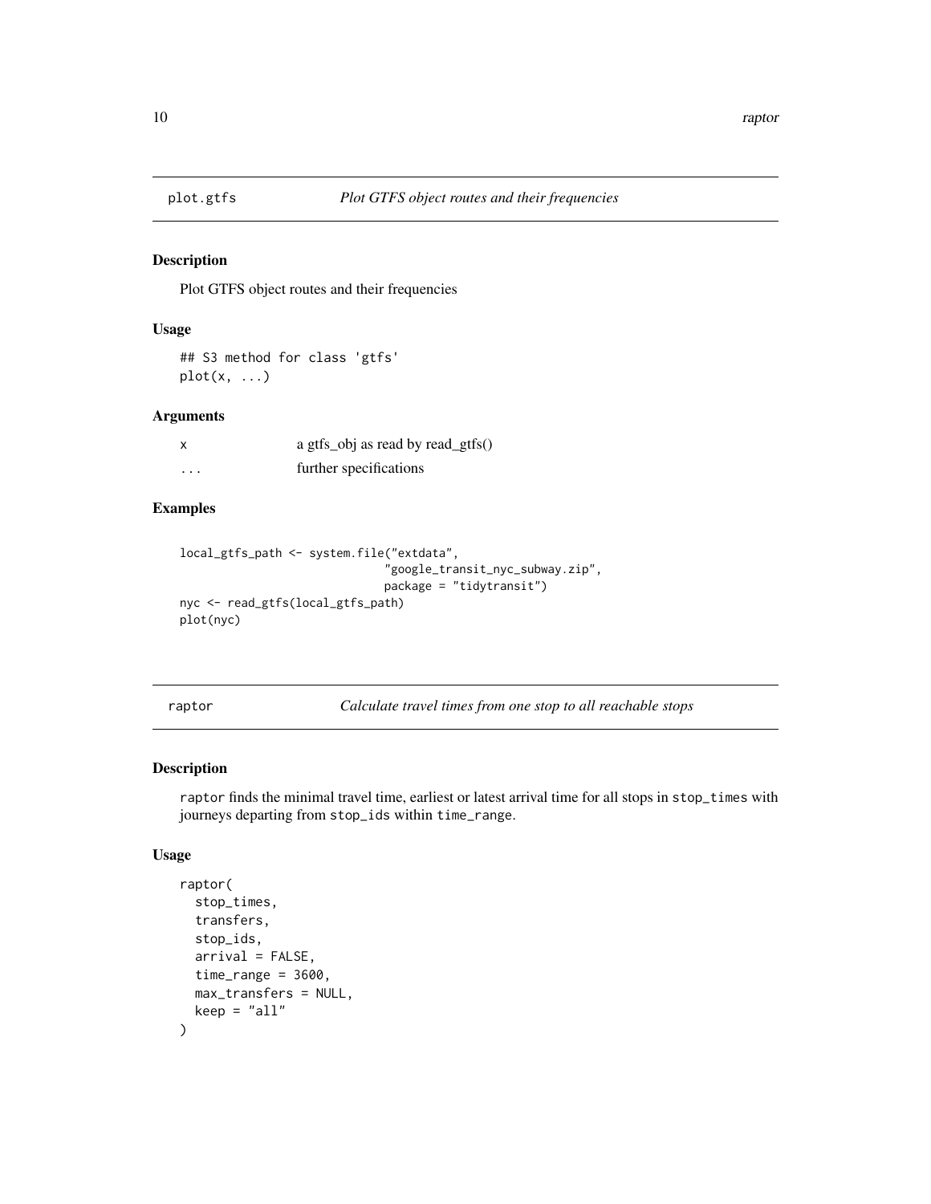## plot.gtfs — *Plot GTFS object routes and their frequencies*

### Description

Plot GTFS object routes and their frequencies

### Usage

```
## S3 method for class 'gtfs'
plot(x, ...)
```

### Arguments

| | |
|---|---|
| x | a gtfs_obj as read by read_gtfs() |
| ... | further specifications |

### Examples

```
local_gtfs_path <- system.file("extdata",
                               "google_transit_nyc_subway.zip",
                               package = "tidytransit")
nyc <- read_gtfs(local_gtfs_path)
plot(nyc)
```

## raptor — *Calculate travel times from one stop to all reachable stops*

### Description

raptor finds the minimal travel time, earliest or latest arrival time for all stops in stop_times with journeys departing from stop_ids within time_range.

### Usage

```
raptor(
  stop_times,
  transfers,
  stop_ids,
  arrival = FALSE,
  time_range = 3600,
  max_transfers = NULL,
  keep = "all"
)
```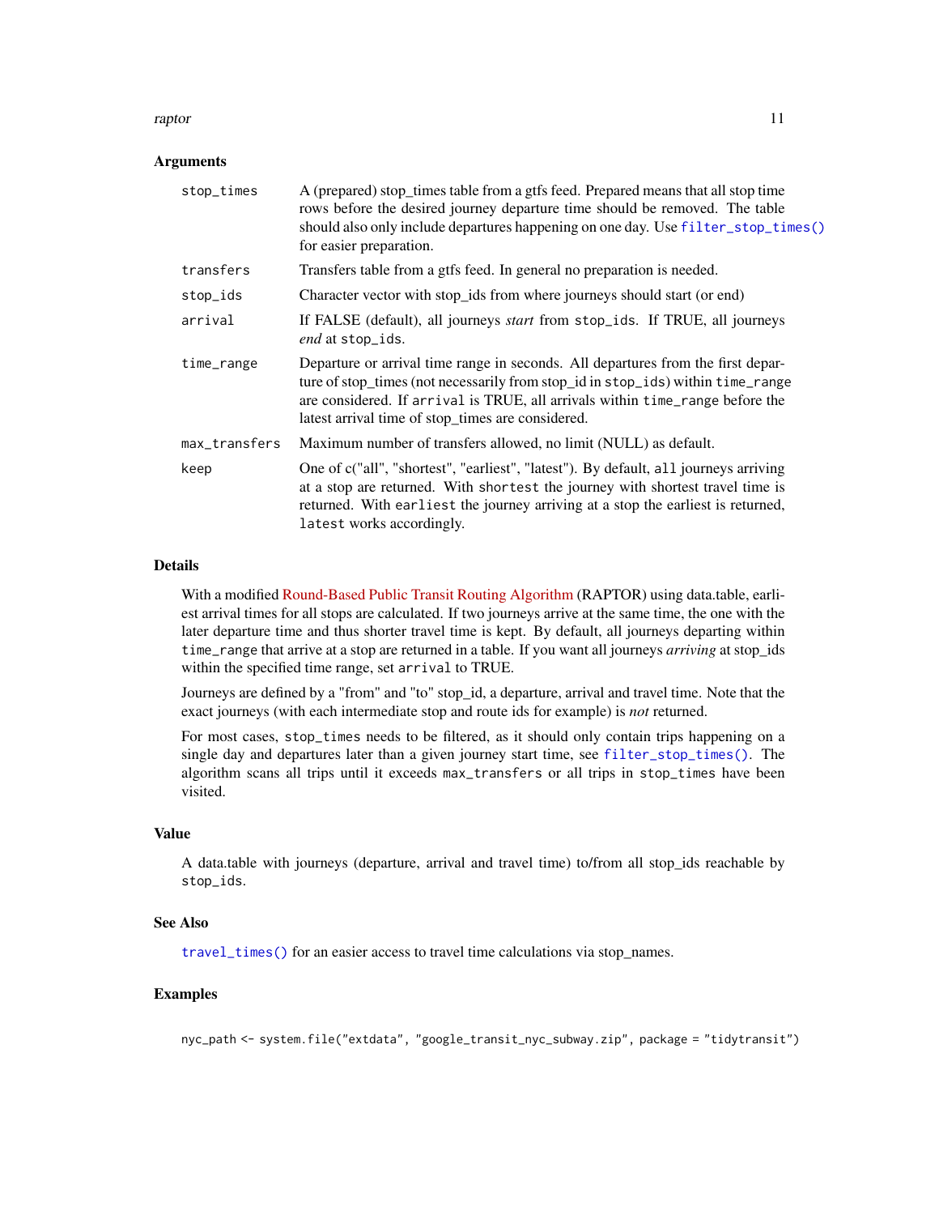### Arguments

| | |
|---|---|
| `stop_times` | A (prepared) stop_times table from a gtfs feed. Prepared means that all stop time rows before the desired journey departure time should be removed. The table should also only include departures happening on one day. Use `filter_stop_times()` for easier preparation. |
| `transfers` | Transfers table from a gtfs feed. In general no preparation is needed. |
| `stop_ids` | Character vector with stop_ids from where journeys should start (or end) |
| `arrival` | If FALSE (default), all journeys *start* from `stop_ids`. If TRUE, all journeys *end* at `stop_ids`. |
| `time_range` | Departure or arrival time range in seconds. All departures from the first departure of stop_times (not necessarily from stop_id in `stop_ids`) within `time_range` are considered. If `arrival` is TRUE, all arrivals within `time_range` before the latest arrival time of stop_times are considered. |
| `max_transfers` | Maximum number of transfers allowed, no limit (NULL) as default. |
| `keep` | One of c("all", "shortest", "earliest", "latest"). By default, `all` journeys arriving at a stop are returned. With `shortest` the journey with shortest travel time is returned. With `earliest` the journey arriving at a stop the earliest is returned, `latest` works accordingly. |

### Details

With a modified Round-Based Public Transit Routing Algorithm (RAPTOR) using data.table, earliest arrival times for all stops are calculated. If two journeys arrive at the same time, the one with the later departure time and thus shorter travel time is kept. By default, all journeys departing within `time_range` that arrive at a stop are returned in a table. If you want all journeys *arriving* at stop_ids within the specified time range, set `arrival` to TRUE.

Journeys are defined by a "from" and "to" stop_id, a departure, arrival and travel time. Note that the exact journeys (with each intermediate stop and route ids for example) is *not* returned.

For most cases, `stop_times` needs to be filtered, as it should only contain trips happening on a single day and departures later than a given journey start time, see `filter_stop_times()`. The algorithm scans all trips until it exceeds `max_transfers` or all trips in `stop_times` have been visited.

### Value

A data.table with journeys (departure, arrival and travel time) to/from all stop_ids reachable by `stop_ids`.

### See Also

`travel_times()` for an easier access to travel time calculations via stop_names.

### Examples

```
nyc_path <- system.file("extdata", "google_transit_nyc_subway.zip", package = "tidytransit")
```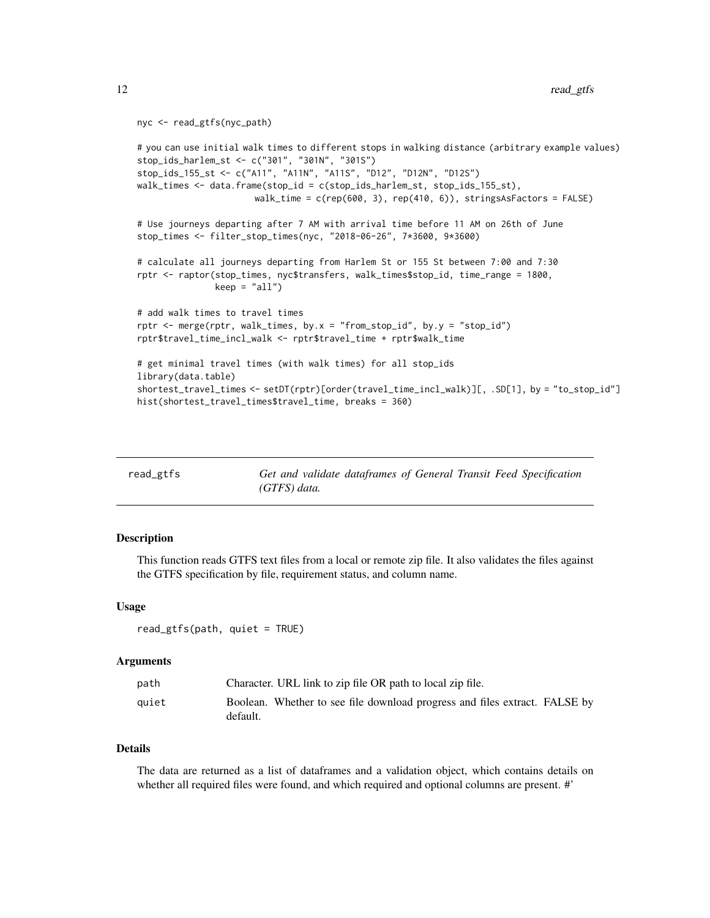```
nyc <- read_gtfs(nyc_path)

# you can use initial walk times to different stops in walking distance (arbitrary example values)
stop_ids_harlem_st <- c("301", "301N", "301S")
stop_ids_155_st <- c("A11", "A11N", "A11S", "D12", "D12N", "D12S")
walk_times <- data.frame(stop_id = c(stop_ids_harlem_st, stop_ids_155_st),
                         walk_time = c(rep(600, 3), rep(410, 6)), stringsAsFactors = FALSE)

# Use journeys departing after 7 AM with arrival time before 11 AM on 26th of June
stop_times <- filter_stop_times(nyc, "2018-06-26", 7*3600, 9*3600)

# calculate all journeys departing from Harlem St or 155 St between 7:00 and 7:30
rptr <- raptor(stop_times, nyc$transfers, walk_times$stop_id, time_range = 1800,
               keep = "all")

# add walk times to travel times
rptr <- merge(rptr, walk_times, by.x = "from_stop_id", by.y = "stop_id")
rptr$travel_time_incl_walk <- rptr$travel_time + rptr$walk_time

# get minimal travel times (with walk times) for all stop_ids
library(data.table)
shortest_travel_times <- setDT(rptr)[order(travel_time_incl_walk)][, .SD[1], by = "to_stop_id"]
hist(shortest_travel_times$travel_time, breaks = 360)
```

---

## read_gtfs — *Get and validate dataframes of General Transit Feed Specification (GTFS) data.*

---

### Description

This function reads GTFS text files from a local or remote zip file. It also validates the files against the GTFS specification by file, requirement status, and column name.

### Usage

```
read_gtfs(path, quiet = TRUE)
```

### Arguments

| | |
|---|---|
| `path` | Character. URL link to zip file OR path to local zip file. |
| `quiet` | Boolean. Whether to see file download progress and files extract. FALSE by default. |

### Details

The data are returned as a list of dataframes and a validation object, which contains details on whether all required files were found, and which required and optional columns are present. #'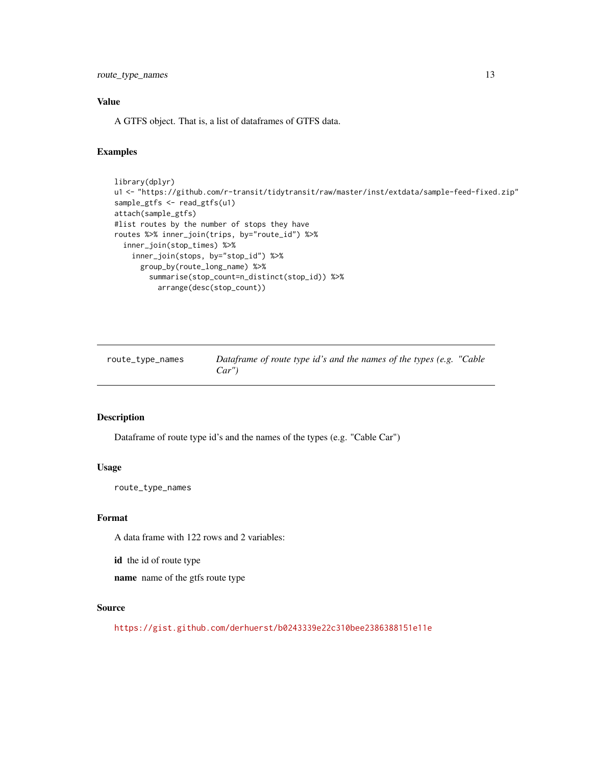### Value

A GTFS object. That is, a list of dataframes of GTFS data.

### Examples

```
library(dplyr)
u1 <- "https://github.com/r-transit/tidytransit/raw/master/inst/extdata/sample-feed-fixed.zip"
sample_gtfs <- read_gtfs(u1)
attach(sample_gtfs)
#list routes by the number of stops they have
routes %>% inner_join(trips, by="route_id") %>%
  inner_join(stop_times) %>%
    inner_join(stops, by="stop_id") %>%
      group_by(route_long_name) %>%
        summarise(stop_count=n_distinct(stop_id)) %>%
          arrange(desc(stop_count))
```

---

## route_type_names — *Dataframe of route type id's and the names of the types (e.g. "Cable Car")*

---

### Description

Dataframe of route type id's and the names of the types (e.g. "Cable Car")

### Usage

```
route_type_names
```

### Format

A data frame with 122 rows and 2 variables:

**id** the id of route type

**name** name of the gtfs route type

### Source

https://gist.github.com/derhuerst/b0243339e22c310bee2386388151e11e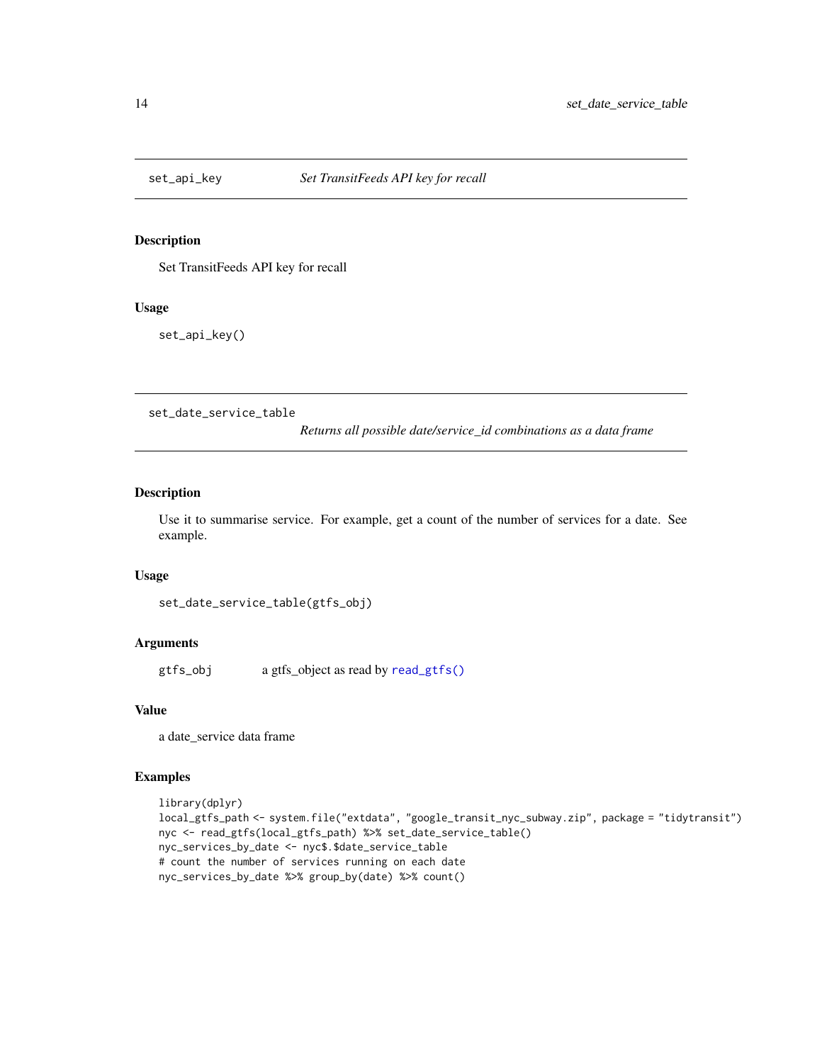## set_api_key — *Set TransitFeeds API key for recall*

### Description

Set TransitFeeds API key for recall

### Usage

```
set_api_key()
```

## set_date_service_table — *Returns all possible date/service_id combinations as a data frame*

### Description

Use it to summarise service. For example, get a count of the number of services for a date. See example.

### Usage

```
set_date_service_table(gtfs_obj)
```

### Arguments

| | |
|---|---|
| gtfs_obj | a gtfs_object as read by read_gtfs() |

### Value

a date_service data frame

### Examples

```
library(dplyr)
local_gtfs_path <- system.file("extdata", "google_transit_nyc_subway.zip", package = "tidytransit")
nyc <- read_gtfs(local_gtfs_path) %>% set_date_service_table()
nyc_services_by_date <- nyc$.$date_service_table
# count the number of services running on each date
nyc_services_by_date %>% group_by(date) %>% count()
```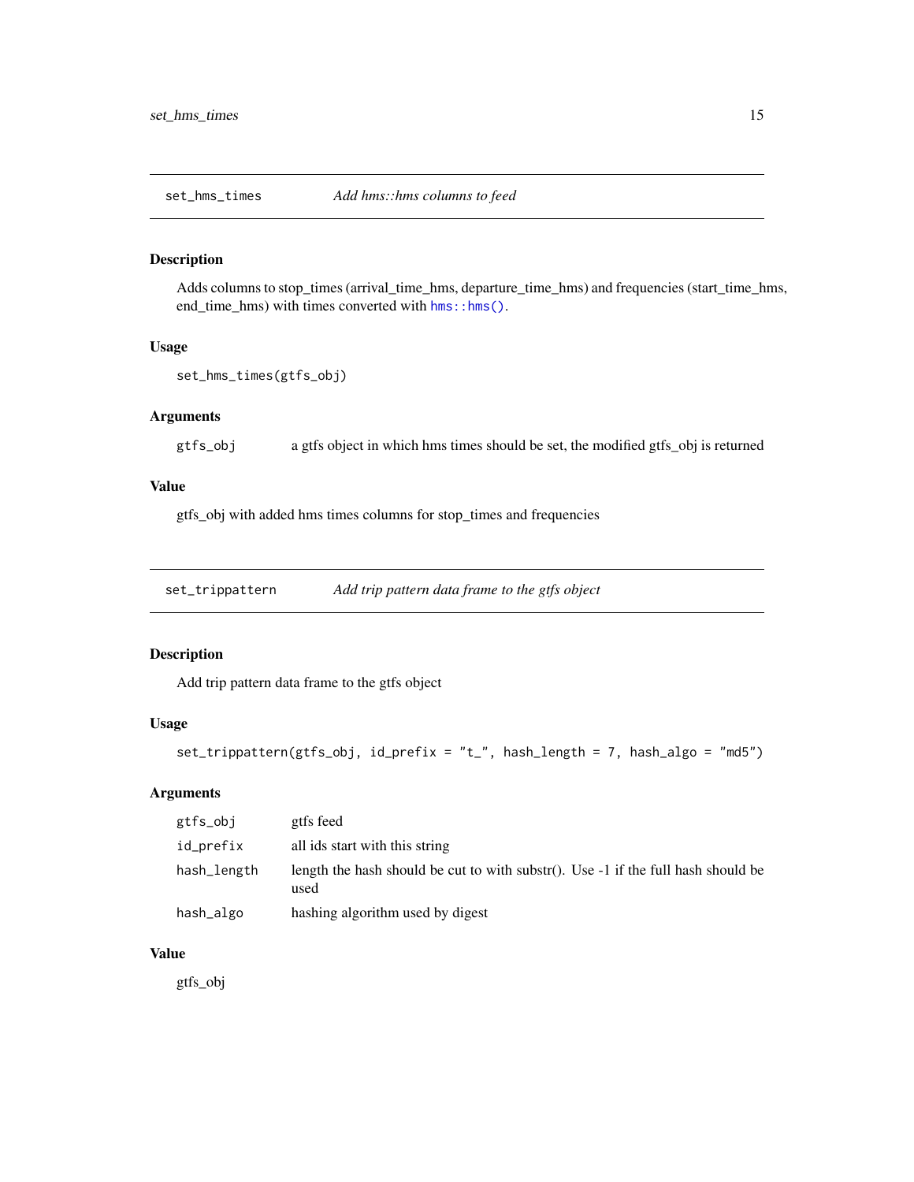## set_hms_times — *Add hms::hms columns to feed*

### Description

Adds columns to stop_times (arrival_time_hms, departure_time_hms) and frequencies (start_time_hms, end_time_hms) with times converted with `hms::hms()`.

### Usage

```
set_hms_times(gtfs_obj)
```

### Arguments

| | |
|---|---|
| `gtfs_obj` | a gtfs object in which hms times should be set, the modified gtfs_obj is returned |

### Value

gtfs_obj with added hms times columns for stop_times and frequencies

## set_trippattern — *Add trip pattern data frame to the gtfs object*

### Description

Add trip pattern data frame to the gtfs object

### Usage

```
set_trippattern(gtfs_obj, id_prefix = "t_", hash_length = 7, hash_algo = "md5")
```

### Arguments

| | |
|---|---|
| `gtfs_obj` | gtfs feed |
| `id_prefix` | all ids start with this string |
| `hash_length` | length the hash should be cut to with substr(). Use -1 if the full hash should be used |
| `hash_algo` | hashing algorithm used by digest |

### Value

gtfs_obj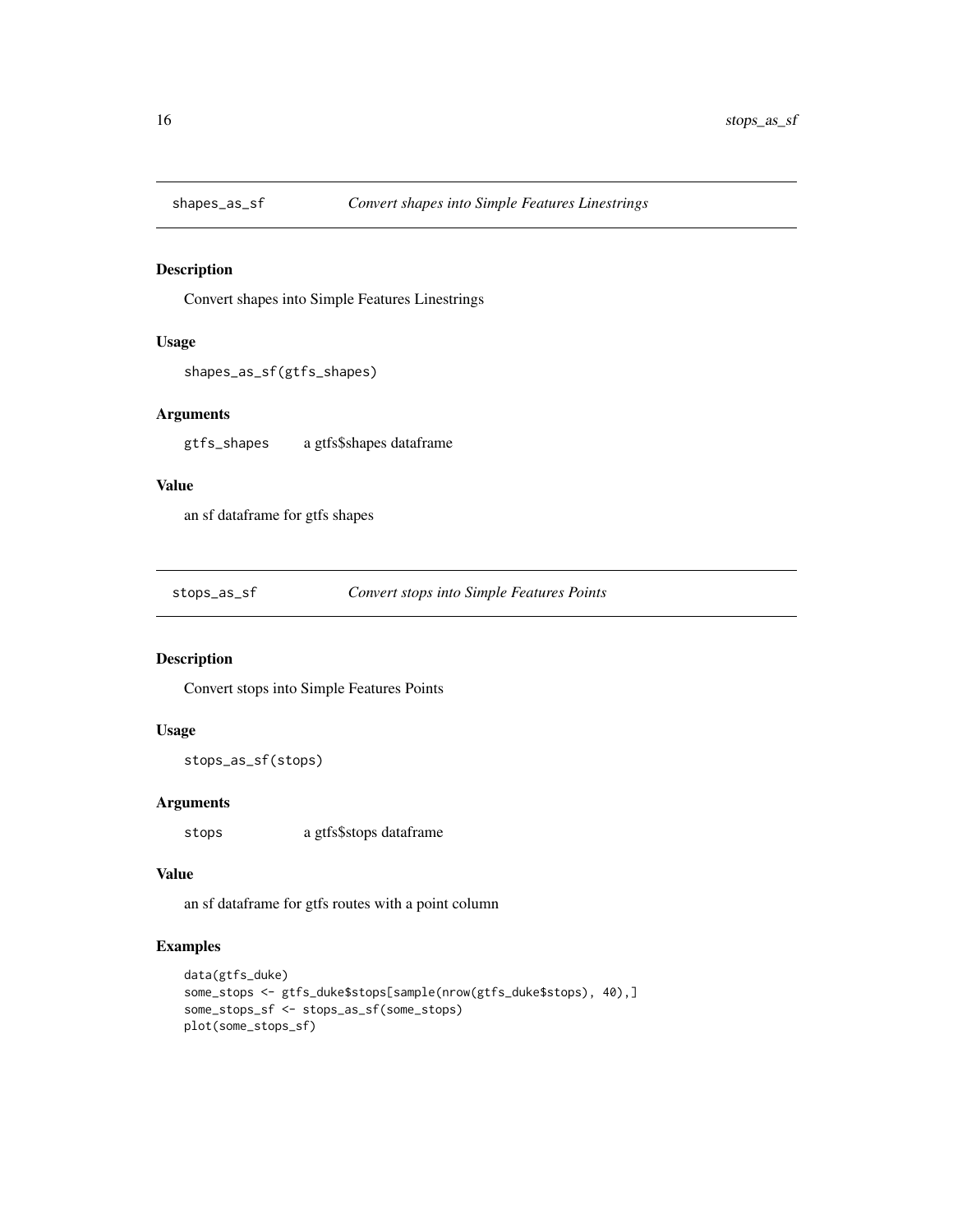## shapes_as_sf *Convert shapes into Simple Features Linestrings*

### Description

Convert shapes into Simple Features Linestrings

### Usage

```
shapes_as_sf(gtfs_shapes)
```

### Arguments

| | |
|---|---|
| `gtfs_shapes` | a gtfs$shapes dataframe |

### Value

an sf dataframe for gtfs shapes

## stops_as_sf *Convert stops into Simple Features Points*

### Description

Convert stops into Simple Features Points

### Usage

```
stops_as_sf(stops)
```

### Arguments

| | |
|---|---|
| `stops` | a gtfs$stops dataframe |

### Value

an sf dataframe for gtfs routes with a point column

### Examples

```
data(gtfs_duke)
some_stops <- gtfs_duke$stops[sample(nrow(gtfs_duke$stops), 40),]
some_stops_sf <- stops_as_sf(some_stops)
plot(some_stops_sf)
```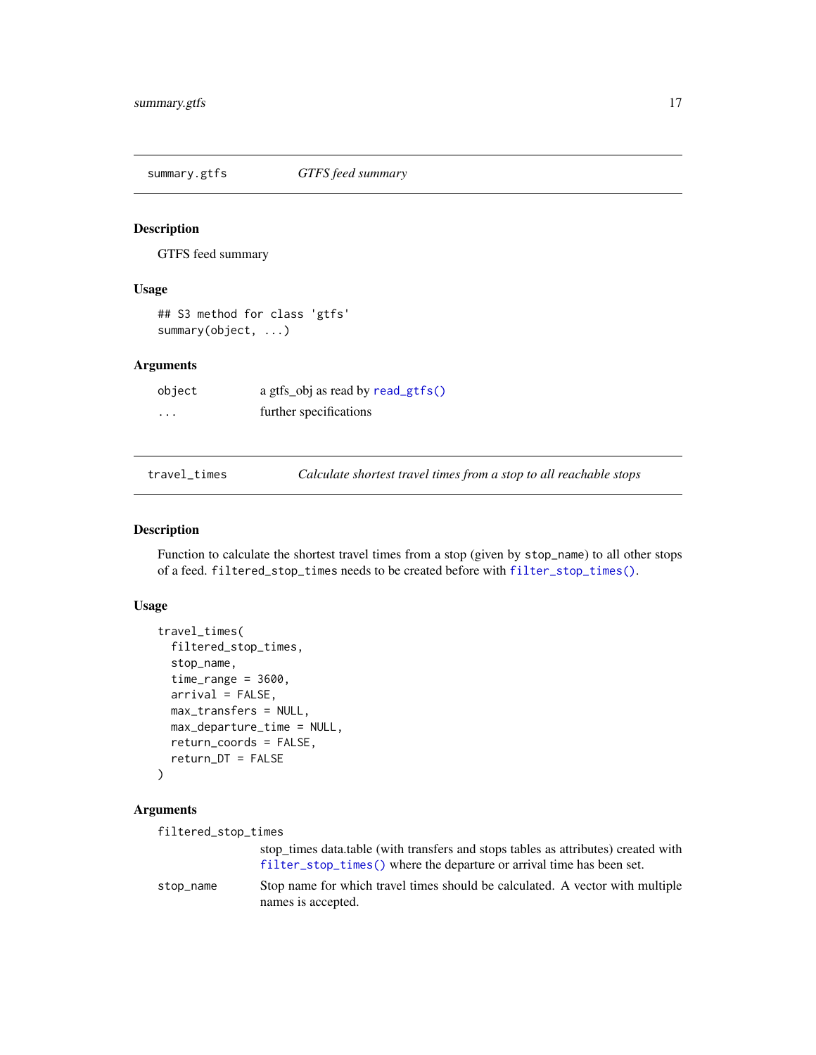## summary.gtfs — *GTFS feed summary*

### Description

GTFS feed summary

### Usage

```
## S3 method for class 'gtfs'
summary(object, ...)
```

### Arguments

| | |
|---|---|
| `object` | a gtfs_obj as read by `read_gtfs()` |
| `...` | further specifications |

## travel_times — *Calculate shortest travel times from a stop to all reachable stops*

### Description

Function to calculate the shortest travel times from a stop (given by `stop_name`) to all other stops of a feed. `filtered_stop_times` needs to be created before with `filter_stop_times()`.

### Usage

```
travel_times(
  filtered_stop_times,
  stop_name,
  time_range = 3600,
  arrival = FALSE,
  max_transfers = NULL,
  max_departure_time = NULL,
  return_coords = FALSE,
  return_DT = FALSE
)
```

### Arguments

| | |
|---|---|
| `filtered_stop_times` | stop_times data.table (with transfers and stops tables as attributes) created with `filter_stop_times()` where the departure or arrival time has been set. |
| `stop_name` | Stop name for which travel times should be calculated. A vector with multiple names is accepted. |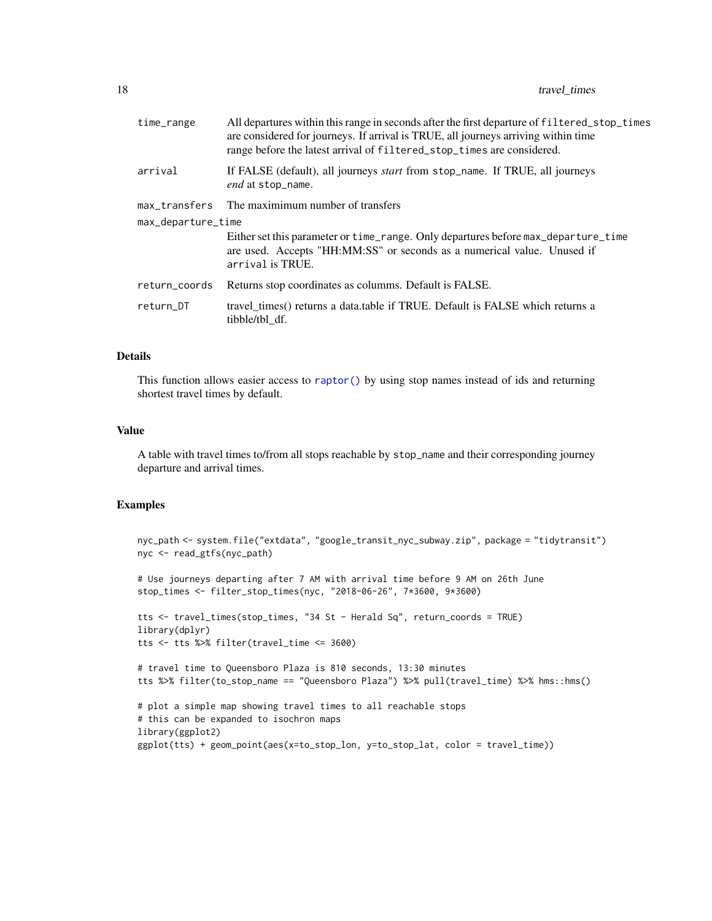| | |
|---|---|
| `time_range` | All departures within this range in seconds after the first departure of `filtered_stop_times` are considered for journeys. If arrival is TRUE, all journeys arriving within time range before the latest arrival of `filtered_stop_times` are considered. |
| `arrival` | If FALSE (default), all journeys *start* from `stop_name`. If TRUE, all journeys *end* at `stop_name`. |
| `max_transfers` | The maximimum number of transfers |
| `max_departure_time` | Either set this parameter or `time_range`. Only departures before `max_departure_time` are used. Accepts "HH:MM:SS" or seconds as a numerical value. Unused if `arrival` is TRUE. |
| `return_coords` | Returns stop coordinates as columms. Default is FALSE. |
| `return_DT` | travel_times() returns a data.table if TRUE. Default is FALSE which returns a tibble/tbl_df. |

## Details

This function allows easier access to `raptor()` by using stop names instead of ids and returning shortest travel times by default.

## Value

A table with travel times to/from all stops reachable by `stop_name` and their corresponding journey departure and arrival times.

## Examples

```
nyc_path <- system.file("extdata", "google_transit_nyc_subway.zip", package = "tidytransit")
nyc <- read_gtfs(nyc_path)

# Use journeys departing after 7 AM with arrival time before 9 AM on 26th June
stop_times <- filter_stop_times(nyc, "2018-06-26", 7*3600, 9*3600)

tts <- travel_times(stop_times, "34 St - Herald Sq", return_coords = TRUE)
library(dplyr)
tts <- tts %>% filter(travel_time <= 3600)

# travel time to Queensboro Plaza is 810 seconds, 13:30 minutes
tts %>% filter(to_stop_name == "Queensboro Plaza") %>% pull(travel_time) %>% hms::hms()

# plot a simple map showing travel times to all reachable stops
# this can be expanded to isochron maps
library(ggplot2)
ggplot(tts) + geom_point(aes(x=to_stop_lon, y=to_stop_lat, color = travel_time))
```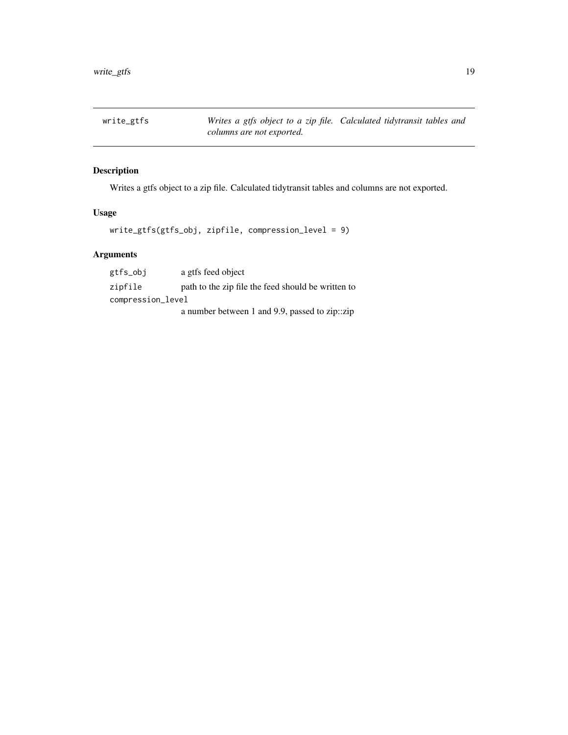## write_gtfs

*Writes a gtfs object to a zip file. Calculated tidytransit tables and columns are not exported.*

### Description

Writes a gtfs object to a zip file. Calculated tidytransit tables and columns are not exported.

### Usage

```
write_gtfs(gtfs_obj, zipfile, compression_level = 9)
```

### Arguments

| Argument | Description |
|---|---|
| `gtfs_obj` | a gtfs feed object |
| `zipfile` | path to the zip file the feed should be written to |
| `compression_level` | a number between 1 and 9.9, passed to zip::zip |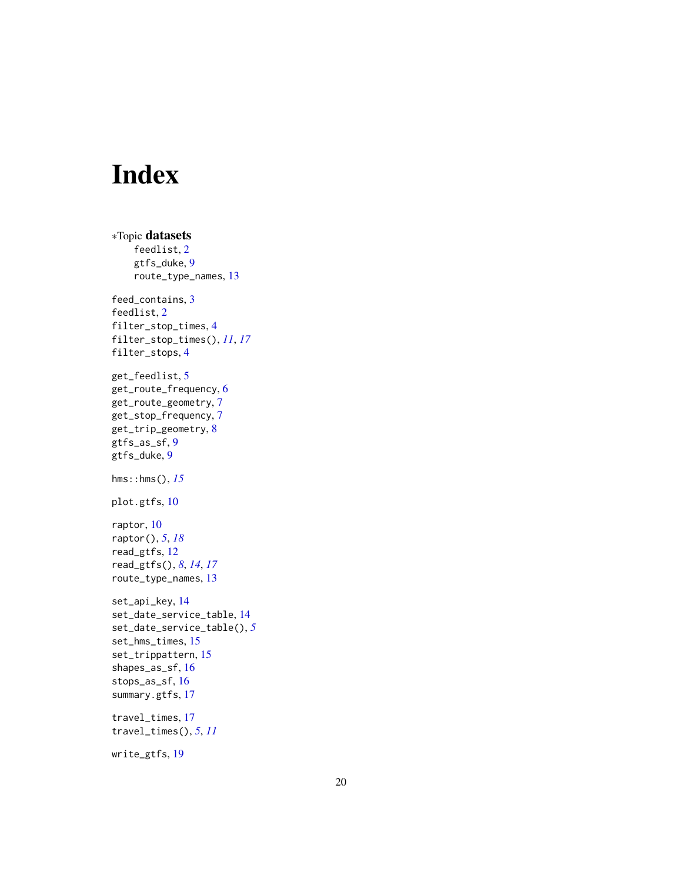# Index

∗Topic **datasets**

feedlist, 2
gtfs_duke, 9
route_type_names, 13

feed_contains, 3
feedlist, 2
filter_stop_times, 4
filter_stop_times(), *11*, *17*
filter_stops, 4

get_feedlist, 5
get_route_frequency, 6
get_route_geometry, 7
get_stop_frequency, 7
get_trip_geometry, 8
gtfs_as_sf, 9
gtfs_duke, 9

hms::hms(), *15*

plot.gtfs, 10

raptor, 10
raptor(), *5*, *18*
read_gtfs, 12
read_gtfs(), *8*, *14*, *17*
route_type_names, 13

set_api_key, 14
set_date_service_table, 14
set_date_service_table(), *5*
set_hms_times, 15
set_trippattern, 15
shapes_as_sf, 16
stops_as_sf, 16
summary.gtfs, 17

travel_times, 17
travel_times(), *5*, *11*

write_gtfs, 19